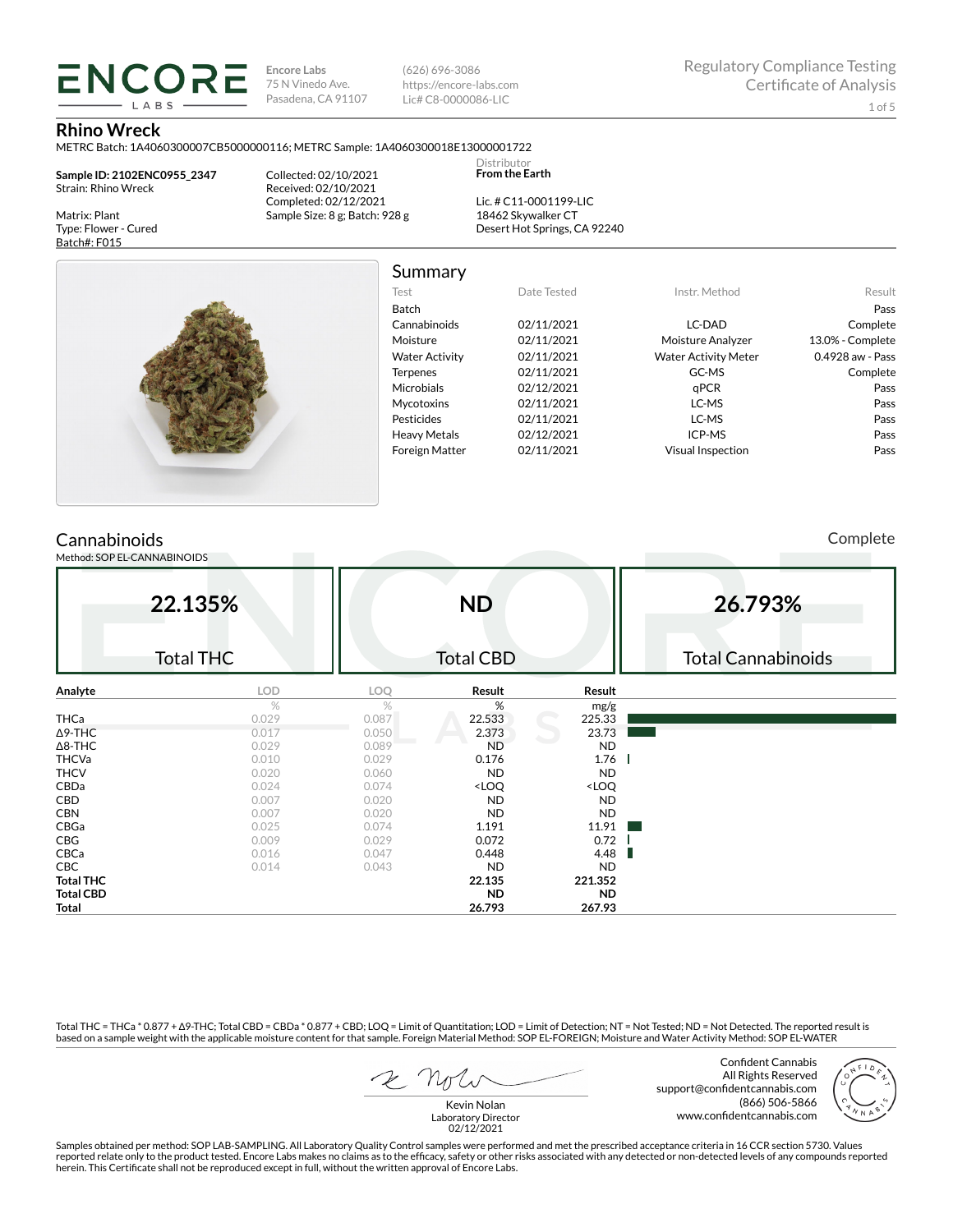**ENCORE LABS**

Encore Labs
75 N Vinedo Ave.
Pasadena, CA 91107

(626) 696-3086
https://encore-labs.com
Lic# C8-0000086-LIC

Regulatory Compliance Testing
Certificate of Analysis

# Rhino Wreck

METRC Batch: 1A4060300007CB5000000116; METRC Sample: 1A4060300018E13000001722

**Sample ID: 2102ENC0955_2347**
Strain: Rhino Wreck

Matrix: Plant
Type: Flower - Cured
Batch#: F015

Collected: 02/10/2021
Received: 02/10/2021
Completed: 02/12/2021
Sample Size: 8 g; Batch: 928 g

Distributor
**From the Earth**

Lic. # C11-0001199-LIC
18462 Skywalker CT
Desert Hot Springs, CA 92240

## Summary

| Test | Date Tested | Instr. Method | Result |
|---|---|---|---|
| Batch | | | Pass |
| Cannabinoids | 02/11/2021 | LC-DAD | Complete |
| Moisture | 02/11/2021 | Moisture Analyzer | 13.0% - Complete |
| Water Activity | 02/11/2021 | Water Activity Meter | 0.4928 aw - Pass |
| Terpenes | 02/11/2021 | GC-MS | Complete |
| Microbials | 02/12/2021 | qPCR | Pass |
| Mycotoxins | 02/11/2021 | LC-MS | Pass |
| Pesticides | 02/11/2021 | LC-MS | Pass |
| Heavy Metals | 02/12/2021 | ICP-MS | Pass |
| Foreign Matter | 02/11/2021 | Visual Inspection | Pass |

## Cannabinoids

Method: SOP EL-CANNABINOIDS

Complete

| **22.135%** | **ND** | **26.793%** |
|---|---|---|
| Total THC | Total CBD | Total Cannabinoids |

| Analyte | LOD | LOQ | Result | Result |
|---|---|---|---|---|
| | % | % | % | mg/g |
| THCa | 0.029 | 0.087 | 22.533 | 225.33 |
| Δ9-THC | 0.017 | 0.050 | 2.373 | 23.73 |
| Δ8-THC | 0.029 | 0.089 | ND | ND |
| THCVa | 0.010 | 0.029 | 0.176 | 1.76 |
| THCV | 0.020 | 0.060 | ND | ND |
| CBDa | 0.024 | 0.074 | <LOQ | <LOQ |
| CBD | 0.007 | 0.020 | ND | ND |
| CBN | 0.007 | 0.020 | ND | ND |
| CBGa | 0.025 | 0.074 | 1.191 | 11.91 |
| CBG | 0.009 | 0.029 | 0.072 | 0.72 |
| CBCa | 0.016 | 0.047 | 0.448 | 4.48 |
| CBC | 0.014 | 0.043 | ND | ND |
| **Total THC** | | | **22.135** | **221.352** |
| **Total CBD** | | | **ND** | **ND** |
| **Total** | | | **26.793** | **267.93** |

Total THC = THCa * 0.877 + Δ9-THC; Total CBD = CBDa * 0.877 + CBD; LOQ = Limit of Quantitation; LOD = Limit of Detection; NT = Not Tested; ND = Not Detected. The reported result is based on a sample weight with the applicable moisture content for that sample. Foreign Material Method: SOP EL-FOREIGN; Moisture and Water Activity Method: SOP EL-WATER

Kevin Nolan
Laboratory Director
02/12/2021

Confident Cannabis
All Rights Reserved
support@confidentcannabis.com
(866) 506-5866
www.confidentcannabis.com

Samples obtained per method: SOP LAB-SAMPLING. All Laboratory Quality Control samples were performed and met the prescribed acceptance criteria in 16 CCR section 5730. Values reported relate only to the product tested. Encore Labs makes no claims as to the efficacy, safety or other risks associated with any detected or non-detected levels of any compounds reported herein. This Certificate shall not be reproduced except in full, without the written approval of Encore Labs.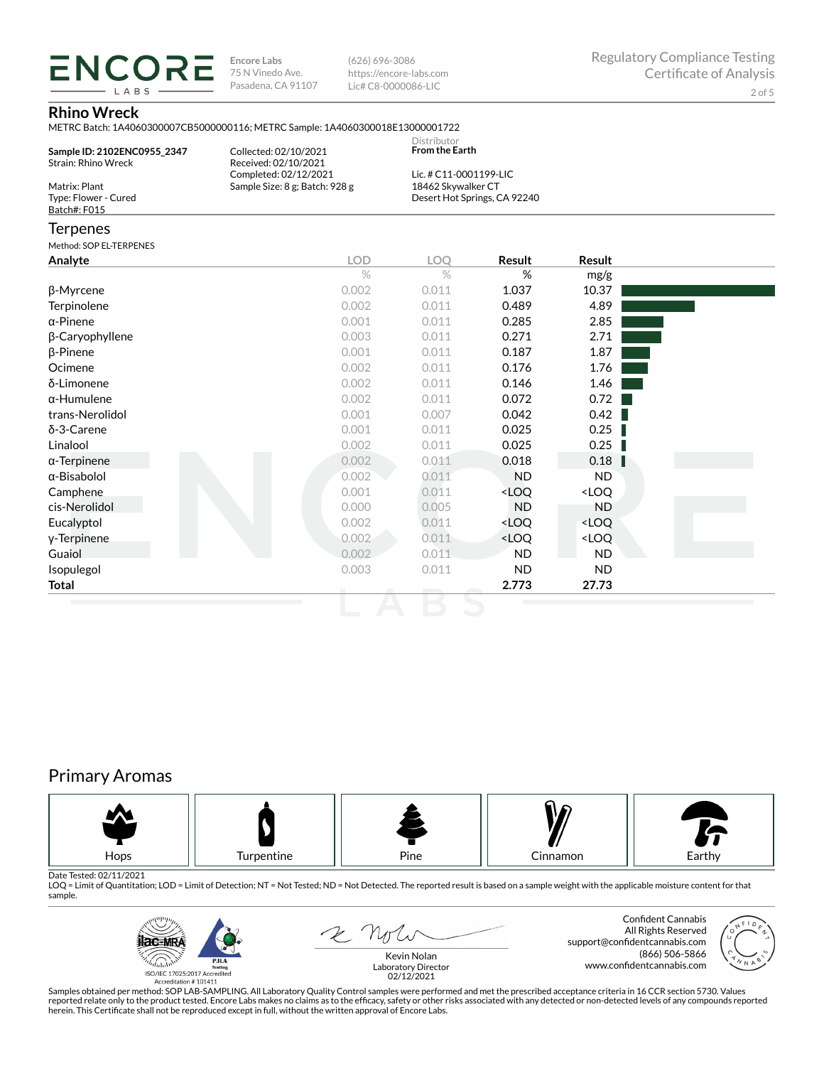**ENCORE LABS**

Encore Labs
75 N Vinedo Ave.
Pasadena, CA 91107

(626) 696-3086
https://encore-labs.com
Lic# C8-0000086-LIC

Regulatory Compliance Testing
Certificate of Analysis

## Rhino Wreck

METRC Batch: 1A4060300007CB5000000116; METRC Sample: 1A4060300018E13000001722

**Sample ID: 2102ENC0955_2347**
Strain: Rhino Wreck

Matrix: Plant
Type: Flower - Cured
Batch#: F015

Collected: 02/10/2021
Received: 02/10/2021
Completed: 02/12/2021
Sample Size: 8 g; Batch: 928 g

Distributor
**From the Earth**

Lic. # C11-0001199-LIC
18462 Skywalker CT
Desert Hot Springs, CA 92240

## Terpenes

Method: SOP EL-TERPENES

| Analyte | LOD | LOQ | Result | Result |
|---|---|---|---|---|
| | % | % | % | mg/g |
| β-Myrcene | 0.002 | 0.011 | 1.037 | 10.37 |
| Terpinolene | 0.002 | 0.011 | 0.489 | 4.89 |
| α-Pinene | 0.001 | 0.011 | 0.285 | 2.85 |
| β-Caryophyllene | 0.003 | 0.011 | 0.271 | 2.71 |
| β-Pinene | 0.001 | 0.011 | 0.187 | 1.87 |
| Ocimene | 0.002 | 0.011 | 0.176 | 1.76 |
| δ-Limonene | 0.002 | 0.011 | 0.146 | 1.46 |
| α-Humulene | 0.002 | 0.011 | 0.072 | 0.72 |
| trans-Nerolidol | 0.001 | 0.007 | 0.042 | 0.42 |
| δ-3-Carene | 0.001 | 0.011 | 0.025 | 0.25 |
| Linalool | 0.002 | 0.011 | 0.025 | 0.25 |
| α-Terpinene | 0.002 | 0.011 | 0.018 | 0.18 |
| α-Bisabolol | 0.002 | 0.011 | ND | ND |
| Camphene | 0.001 | 0.011 | <LOQ | <LOQ |
| cis-Nerolidol | 0.000 | 0.005 | ND | ND |
| Eucalyptol | 0.002 | 0.011 | <LOQ | <LOQ |
| γ-Terpinene | 0.002 | 0.011 | <LOQ | <LOQ |
| Guaiol | 0.002 | 0.011 | ND | ND |
| Isopulegol | 0.003 | 0.011 | ND | ND |
| **Total** | | | **2.773** | **27.73** |

## Primary Aromas

Hops | Turpentine | Pine | Cinnamon | Earthy

Date Tested: 02/11/2021
LOQ = Limit of Quantitation; LOD = Limit of Detection; NT = Not Tested; ND = Not Detected. The reported result is based on a sample weight with the applicable moisture content for that sample.

ISO/IEC 17025:2017 Accredited
Accreditation # 101411

Kevin Nolan
Laboratory Director
02/12/2021

Confident Cannabis
All Rights Reserved
support@confidentcannabis.com
(866) 506-5866
www.confidentcannabis.com

Samples obtained per method: SOP LAB-SAMPLING. All Laboratory Quality Control samples were performed and met the prescribed acceptance criteria in 16 CCR section 5730. Values reported relate only to the product tested. Encore Labs makes no claims as to the efficacy, safety or other risks associated with any detected or non-detected levels of any compounds reported herein. This Certificate shall not be reproduced except in full, without the written approval of Encore Labs.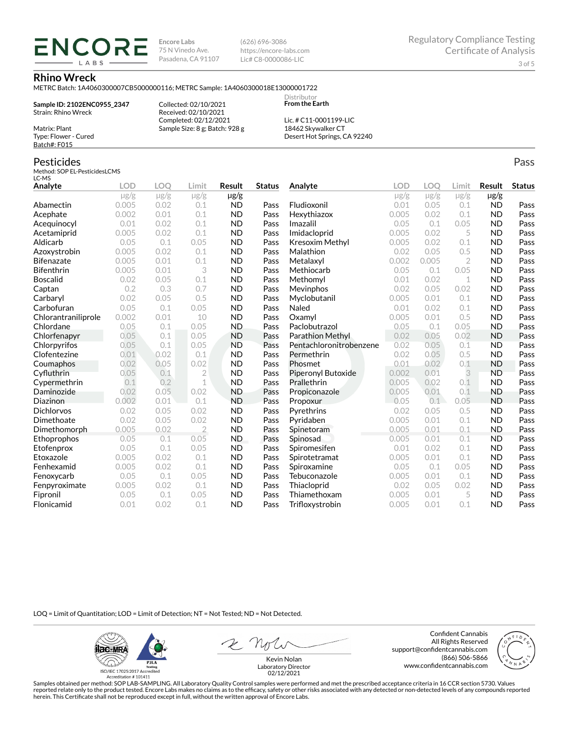**ENCORE LABS**

Encore Labs
75 N Vinedo Ave.
Pasadena, CA 91107

(626) 696-3086
https://encore-labs.com
Lic# C8-0000086-LIC

Regulatory Compliance Testing
Certificate of Analysis

## Rhino Wreck

METRC Batch: 1A4060300007CB5000000116; METRC Sample: 1A4060300018E13000001722

**Sample ID: 2102ENC0955_2347**
Strain: Rhino Wreck

Matrix: Plant
Type: Flower - Cured
Batch#: F015

Collected: 02/10/2021
Received: 02/10/2021
Completed: 02/12/2021
Sample Size: 8 g; Batch: 928 g

Distributor
**From the Earth**

Lic. # C11-0001199-LIC
18462 Skywalker CT
Desert Hot Springs, CA 92240

## Pesticides

Pass

Method: SOP EL-PesticidesLCMS
LC-MS

| Analyte | LOD | LOQ | Limit | Result | Status |
|---|---|---|---|---|---|
| | μg/g | μg/g | μg/g | μg/g | |
| Abamectin | 0.005 | 0.02 | 0.1 | ND | Pass |
| Acephate | 0.002 | 0.01 | 0.1 | ND | Pass |
| Acequinocyl | 0.01 | 0.02 | 0.1 | ND | Pass |
| Acetamiprid | 0.005 | 0.02 | 0.1 | ND | Pass |
| Aldicarb | 0.05 | 0.1 | 0.05 | ND | Pass |
| Azoxystrobin | 0.005 | 0.02 | 0.1 | ND | Pass |
| Bifenazate | 0.005 | 0.01 | 0.1 | ND | Pass |
| Bifenthrin | 0.005 | 0.01 | 3 | ND | Pass |
| Boscalid | 0.02 | 0.05 | 0.1 | ND | Pass |
| Captan | 0.2 | 0.3 | 0.7 | ND | Pass |
| Carbaryl | 0.02 | 0.05 | 0.5 | ND | Pass |
| Carbofuran | 0.05 | 0.1 | 0.05 | ND | Pass |
| Chlorantraniliprole | 0.002 | 0.01 | 10 | ND | Pass |
| Chlordane | 0.05 | 0.1 | 0.05 | ND | Pass |
| Chlorfenapyr | 0.05 | 0.1 | 0.05 | ND | Pass |
| Chlorpyrifos | 0.05 | 0.1 | 0.05 | ND | Pass |
| Clofentezine | 0.01 | 0.02 | 0.1 | ND | Pass |
| Coumaphos | 0.02 | 0.05 | 0.02 | ND | Pass |
| Cyfluthrin | 0.05 | 0.1 | 2 | ND | Pass |
| Cypermethrin | 0.1 | 0.2 | 1 | ND | Pass |
| Daminozide | 0.02 | 0.05 | 0.02 | ND | Pass |
| Diazinon | 0.002 | 0.01 | 0.1 | ND | Pass |
| Dichlorvos | 0.02 | 0.05 | 0.02 | ND | Pass |
| Dimethoate | 0.02 | 0.05 | 0.02 | ND | Pass |
| Dimethomorph | 0.005 | 0.02 | 2 | ND | Pass |
| Ethoprophos | 0.05 | 0.1 | 0.05 | ND | Pass |
| Etofenprox | 0.05 | 0.1 | 0.05 | ND | Pass |
| Etoxazole | 0.005 | 0.02 | 0.1 | ND | Pass |
| Fenhexamid | 0.005 | 0.02 | 0.1 | ND | Pass |
| Fenoxycarb | 0.05 | 0.1 | 0.05 | ND | Pass |
| Fenpyroximate | 0.005 | 0.02 | 0.1 | ND | Pass |
| Fipronil | 0.05 | 0.1 | 0.05 | ND | Pass |
| Flonicamid | 0.01 | 0.02 | 0.1 | ND | Pass |
| Fludioxonil | 0.01 | 0.05 | 0.1 | ND | Pass |
| Hexythiazox | 0.005 | 0.02 | 0.1 | ND | Pass |
| Imazalil | 0.05 | 0.1 | 0.05 | ND | Pass |
| Imidacloprid | 0.005 | 0.02 | 5 | ND | Pass |
| Kresoxim Methyl | 0.005 | 0.02 | 0.1 | ND | Pass |
| Malathion | 0.02 | 0.05 | 0.5 | ND | Pass |
| Metalaxyl | 0.002 | 0.005 | 2 | ND | Pass |
| Methiocarb | 0.05 | 0.1 | 0.05 | ND | Pass |
| Methomyl | 0.01 | 0.02 | 1 | ND | Pass |
| Mevinphos | 0.02 | 0.05 | 0.02 | ND | Pass |
| Myclobutanil | 0.005 | 0.01 | 0.1 | ND | Pass |
| Naled | 0.01 | 0.02 | 0.1 | ND | Pass |
| Oxamyl | 0.005 | 0.01 | 0.5 | ND | Pass |
| Paclobutrazol | 0.05 | 0.1 | 0.05 | ND | Pass |
| Parathion Methyl | 0.02 | 0.05 | 0.02 | ND | Pass |
| Pentachloronitrobenzene | 0.02 | 0.05 | 0.1 | ND | Pass |
| Permethrin | 0.02 | 0.05 | 0.5 | ND | Pass |
| Phosmet | 0.01 | 0.02 | 0.1 | ND | Pass |
| Piperonyl Butoxide | 0.002 | 0.01 | 3 | ND | Pass |
| Prallethrin | 0.005 | 0.02 | 0.1 | ND | Pass |
| Propiconazole | 0.005 | 0.01 | 0.1 | ND | Pass |
| Propoxur | 0.05 | 0.1 | 0.05 | ND | Pass |
| Pyrethrins | 0.02 | 0.05 | 0.5 | ND | Pass |
| Pyridaben | 0.005 | 0.01 | 0.1 | ND | Pass |
| Spinetoram | 0.005 | 0.01 | 0.1 | ND | Pass |
| Spinosad | 0.005 | 0.01 | 0.1 | ND | Pass |
| Spiromesifen | 0.01 | 0.02 | 0.1 | ND | Pass |
| Spirotetramat | 0.005 | 0.01 | 0.1 | ND | Pass |
| Spiroxamine | 0.05 | 0.1 | 0.05 | ND | Pass |
| Tebuconazole | 0.005 | 0.01 | 0.1 | ND | Pass |
| Thiacloprid | 0.02 | 0.05 | 0.02 | ND | Pass |
| Thiamethoxam | 0.005 | 0.01 | 5 | ND | Pass |
| Trifloxystrobin | 0.005 | 0.01 | 0.1 | ND | Pass |

LOQ = Limit of Quantitation; LOD = Limit of Detection; NT = Not Tested; ND = Not Detected.

ISO/IEC 17025:2017 Accredited
Accreditation # 101411

Kevin Nolan
Laboratory Director
02/12/2021

Confident Cannabis
All Rights Reserved
support@confidentcannabis.com
(866) 506-5866
www.confidentcannabis.com

Samples obtained per method: SOP LAB-SAMPLING. All Laboratory Quality Control samples were performed and met the prescribed acceptance criteria in 16 CCR section 5730. Values reported relate only to the product tested. Encore Labs makes no claims as to the efficacy, safety or other risks associated with any detected or non-detected levels of any compounds reported herein. This Certificate shall not be reproduced except in full, without the written approval of Encore Labs.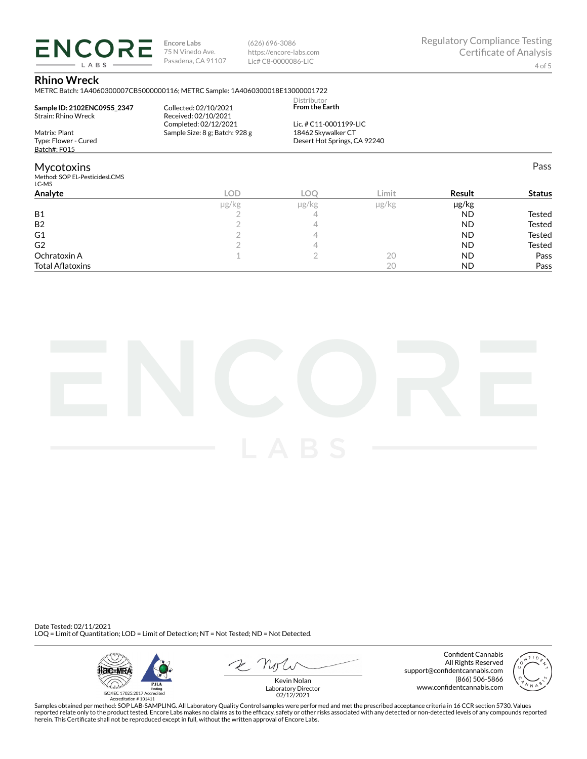**Encore Labs**
75 N Vinedo Ave.
Pasadena, CA 91107

(626) 696-3086
https://encore-labs.com
Lic# C8-0000086-LIC

Regulatory Compliance Testing
Certificate of Analysis

## Rhino Wreck

METRC Batch: 1A4060300007CB5000000116; METRC Sample: 1A4060300018E13000001722

**Sample ID: 2102ENC0955_2347**
Strain: Rhino Wreck

Matrix: Plant
Type: Flower - Cured
Batch#: F015

Collected: 02/10/2021
Received: 02/10/2021
Completed: 02/12/2021
Sample Size: 8 g; Batch: 928 g

Distributor
**From the Earth**

Lic. # C11-0001199-LIC
18462 Skywalker CT
Desert Hot Springs, CA 92240

## Mycotoxins

Pass

Method: SOP EL-PesticidesLCMS
LC-MS

| Analyte | LOD | LOQ | Limit | Result | Status |
|---|---|---|---|---|---|
| | μg/kg | μg/kg | μg/kg | μg/kg | |
| B1 | 2 | 4 | | ND | Tested |
| B2 | 2 | 4 | | ND | Tested |
| G1 | 2 | 4 | | ND | Tested |
| G2 | 2 | 4 | | ND | Tested |
| Ochratoxin A | 1 | 2 | 20 | ND | Pass |
| Total Aflatoxins | | | 20 | ND | Pass |

Date Tested: 02/11/2021
LOQ = Limit of Quantitation; LOD = Limit of Detection; NT = Not Tested; ND = Not Detected.

ISO/IEC 17025:2017 Accredited
Accreditation # 101411

Kevin Nolan
Laboratory Director
02/12/2021

Confident Cannabis
All Rights Reserved
support@confidentcannabis.com
(866) 506-5866
www.confidentcannabis.com

Samples obtained per method: SOP LAB-SAMPLING. All Laboratory Quality Control samples were performed and met the prescribed acceptance criteria in 16 CCR section 5730. Values reported relate only to the product tested. Encore Labs makes no claims as to the efficacy, safety or other risks associated with any detected or non-detected levels of any compounds reported herein. This Certificate shall not be reproduced except in full, without the written approval of Encore Labs.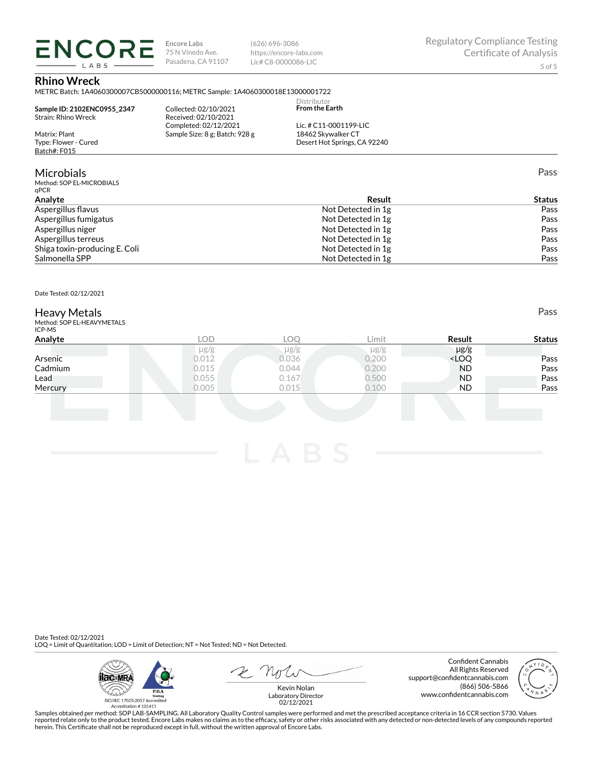**ENCORE LABS**

Encore Labs
75 N Vinedo Ave.
Pasadena, CA 91107

(626) 696-3086
https://encore-labs.com
Lic# C8-0000086-LIC

Regulatory Compliance Testing
Certificate of Analysis

# Rhino Wreck

METRC Batch: 1A4060300007CB5000000116; METRC Sample: 1A4060300018E13000001722

**Sample ID: 2102ENC0955_2347**
Strain: Rhino Wreck

Matrix: Plant
Type: Flower - Cured
Batch#: F015

Collected: 02/10/2021
Received: 02/10/2021
Completed: 02/12/2021
Sample Size: 8 g; Batch: 928 g

Distributor
**From the Earth**

Lic. # C11-0001199-LIC
18462 Skywalker CT
Desert Hot Springs, CA 92240

## Microbials

Pass

Method: SOP EL-MICROBIALS
qPCR

| Analyte | Result | Status |
|---|---|---|
| Aspergillus flavus | Not Detected in 1g | Pass |
| Aspergillus fumigatus | Not Detected in 1g | Pass |
| Aspergillus niger | Not Detected in 1g | Pass |
| Aspergillus terreus | Not Detected in 1g | Pass |
| Shiga toxin-producing E. Coli | Not Detected in 1g | Pass |
| Salmonella SPP | Not Detected in 1g | Pass |

Date Tested: 02/12/2021

## Heavy Metals

Pass

Method: SOP EL-HEAVYMETALS
ICP-MS

| Analyte | LOD | LOQ | Limit | Result | Status |
|---|---|---|---|---|---|
| | μg/g | μg/g | μg/g | μg/g | |
| Arsenic | 0.012 | 0.036 | 0.200 | <LOQ | Pass |
| Cadmium | 0.015 | 0.044 | 0.200 | ND | Pass |
| Lead | 0.055 | 0.167 | 0.500 | ND | Pass |
| Mercury | 0.005 | 0.015 | 0.100 | ND | Pass |

Date Tested: 02/12/2021
LOQ = Limit of Quantitation; LOD = Limit of Detection; NT = Not Tested; ND = Not Detected.

ilac-MRA
PJLA Testing
ISO/IEC 17025:2017 Accredited
Accreditation # 101411

Kevin Nolan
Laboratory Director
02/12/2021

Confident Cannabis
All Rights Reserved
support@confidentcannabis.com
(866) 506-5866
www.confidentcannabis.com

Samples obtained per method: SOP LAB-SAMPLING. All Laboratory Quality Control samples were performed and met the prescribed acceptance criteria in 16 CCR section 5730. Values reported relate only to the product tested. Encore Labs makes no claims as to the efficacy, safety or other risks associated with any detected or non-detected levels of any compounds reported herein. This Certificate shall not be reproduced except in full, without the written approval of Encore Labs.